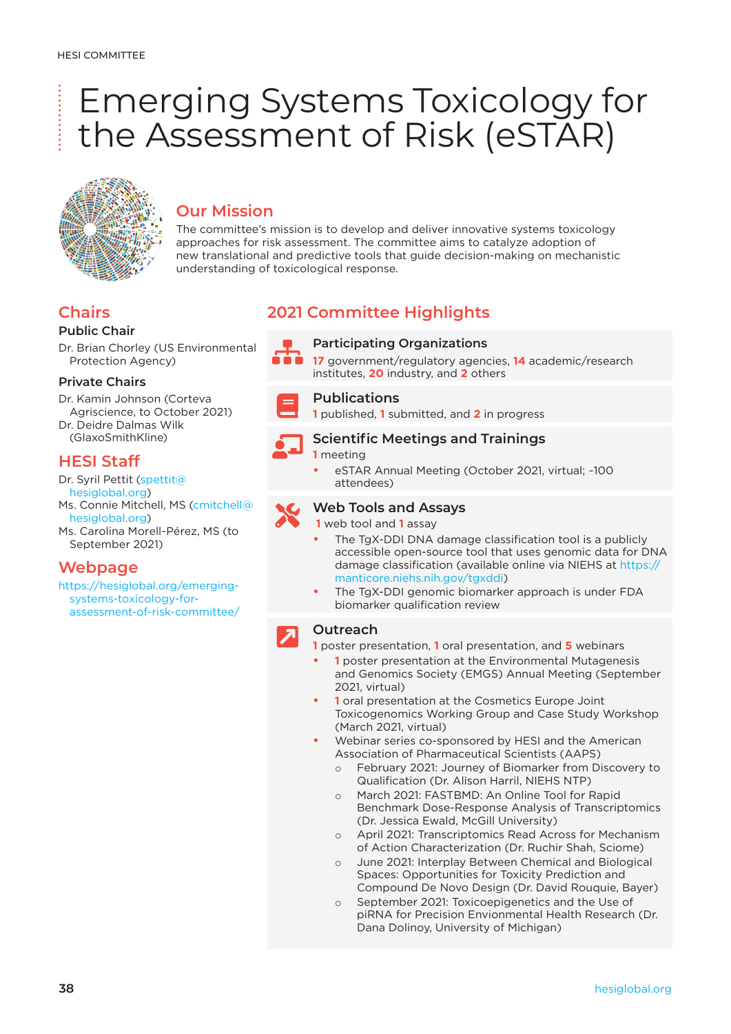# Emerging Systems Toxicology for the Assessment of Risk (eSTAR)

## Our Mission

The committee's mission is to develop and deliver innovative systems toxicology approaches for risk assessment. The committee aims to catalyze adoption of new translational and predictive tools that guide decision-making on mechanistic understanding of toxicological response.

## Chairs

### Public Chair

Dr. Brian Chorley (US Environmental Protection Agency)

### Private Chairs

Dr. Kamin Johnson (Corteva Agriscience, to October 2021)
Dr. Deidre Dalmas Wilk (GlaxoSmithKline)

## HESI Staff

Dr. Syril Pettit (spettit@hesiglobal.org)
Ms. Connie Mitchell, MS (cmitchell@hesiglobal.org)
Ms. Carolina Morell-Pérez, MS (to September 2021)

## Webpage

https://hesiglobal.org/emerging-systems-toxicology-for-assessment-of-risk-committee/

## 2021 Committee Highlights

### Participating Organizations

**17** government/regulatory agencies, **14** academic/research institutes, **20** industry, and **2** others

### Publications

**1** published, **1** submitted, and **2** in progress

### Scientific Meetings and Trainings

**1** meeting

- eSTAR Annual Meeting (October 2021, virtual; ~100 attendees)

### Web Tools and Assays

**1** web tool and **1** assay

- The TgX-DDI DNA damage classification tool is a publicly accessible open-source tool that uses genomic data for DNA damage classification (available online via NIEHS at https://manticore.niehs.nih.gov/tgxddi)
- The TgX-DDI genomic biomarker approach is under FDA biomarker qualification review

### Outreach

**1** poster presentation, **1** oral presentation, and **5** webinars

- **1** poster presentation at the Environmental Mutagenesis and Genomics Society (EMGS) Annual Meeting (September 2021, virtual)
- **1** oral presentation at the Cosmetics Europe Joint Toxicogenomics Working Group and Case Study Workshop (March 2021, virtual)
- Webinar series co-sponsored by HESI and the American Association of Pharmaceutical Scientists (AAPS)
  - February 2021: Journey of Biomarker from Discovery to Qualification (Dr. Alison Harril, NIEHS NTP)
  - March 2021: FASTBMD: An Online Tool for Rapid Benchmark Dose-Response Analysis of Transcriptomics (Dr. Jessica Ewald, McGill University)
  - April 2021: Transcriptomics Read Across for Mechanism of Action Characterization (Dr. Ruchir Shah, Sciome)
  - June 2021: Interplay Between Chemical and Biological Spaces: Opportunities for Toxicity Prediction and Compound De Novo Design (Dr. David Rouquie, Bayer)
  - September 2021: Toxicoepigenetics and the Use of piRNA for Precision Envionmental Health Research (Dr. Dana Dolinoy, University of Michigan)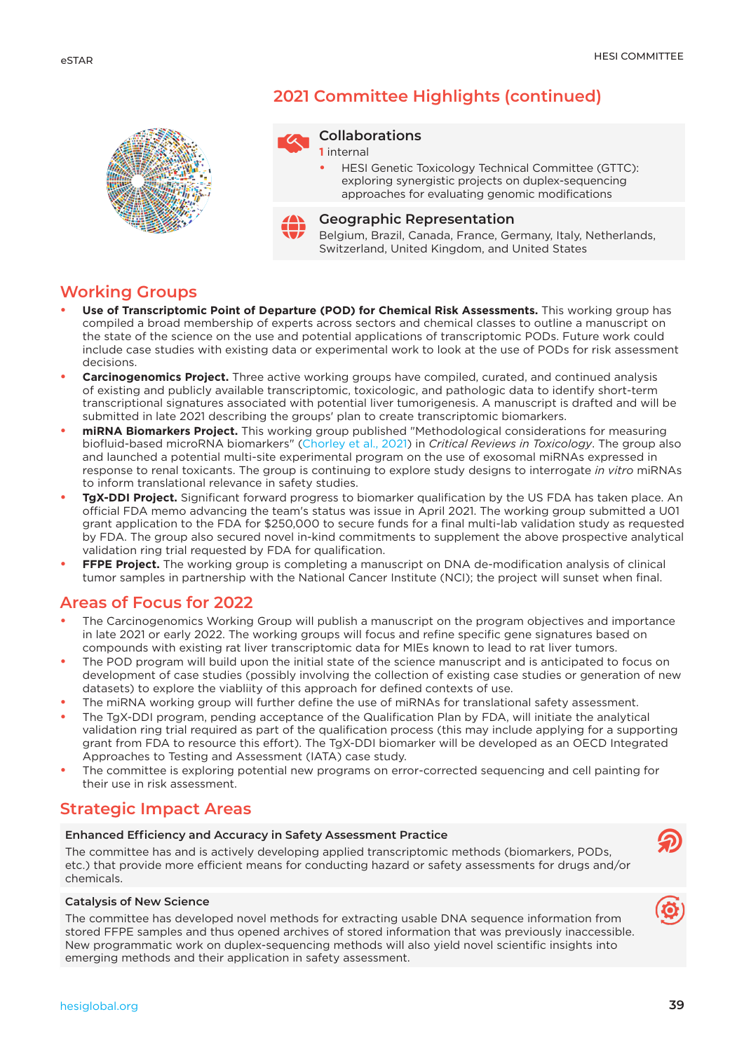## 2021 Committee Highlights (continued)

### Collaborations

1 internal

- HESI Genetic Toxicology Technical Committee (GTTC): exploring synergistic projects on duplex-sequencing approaches for evaluating genomic modifications

### Geographic Representation

Belgium, Brazil, Canada, France, Germany, Italy, Netherlands, Switzerland, United Kingdom, and United States

## Working Groups

- **Use of Transcriptomic Point of Departure (POD) for Chemical Risk Assessments.** This working group has compiled a broad membership of experts across sectors and chemical classes to outline a manuscript on the state of the science on the use and potential applications of transcriptomic PODs. Future work could include case studies with existing data or experimental work to look at the use of PODs for risk assessment decisions.
- **Carcinogenomics Project.** Three active working groups have compiled, curated, and continued analysis of existing and publicly available transcriptomic, toxicologic, and pathologic data to identify short-term transcriptional signatures associated with potential liver tumorigenesis. A manuscript is drafted and will be submitted in late 2021 describing the groups' plan to create transcriptomic biomarkers.
- **miRNA Biomarkers Project.** This working group published "Methodological considerations for measuring biofluid-based microRNA biomarkers" (Chorley et al., 2021) in *Critical Reviews in Toxicology*. The group also and launched a potential multi-site experimental program on the use of exosomal miRNAs expressed in response to renal toxicants. The group is continuing to explore study designs to interrogate *in vitro* miRNAs to inform translational relevance in safety studies.
- **TgX-DDI Project.** Significant forward progress to biomarker qualification by the US FDA has taken place. An official FDA memo advancing the team's status was issue in April 2021. The working group submitted a U01 grant application to the FDA for $250,000 to secure funds for a final multi-lab validation study as requested by FDA. The group also secured novel in-kind commitments to supplement the above prospective analytical validation ring trial requested by FDA for qualification.
- **FFPE Project.** The working group is completing a manuscript on DNA de-modification analysis of clinical tumor samples in partnership with the National Cancer Institute (NCI); the project will sunset when final.

## Areas of Focus for 2022

- The Carcinogenomics Working Group will publish a manuscript on the program objectives and importance in late 2021 or early 2022. The working groups will focus and refine specific gene signatures based on compounds with existing rat liver transcriptomic data for MIEs known to lead to rat liver tumors.
- The POD program will build upon the initial state of the science manuscript and is anticipated to focus on development of case studies (possibly involving the collection of existing case studies or generation of new datasets) to explore the viabliity of this approach for defined contexts of use.
- The miRNA working group will further define the use of miRNAs for translational safety assessment.
- The TgX-DDI program, pending acceptance of the Qualification Plan by FDA, will initiate the analytical validation ring trial required as part of the qualification process (this may include applying for a supporting grant from FDA to resource this effort). The TgX-DDI biomarker will be developed as an OECD Integrated Approaches to Testing and Assessment (IATA) case study.
- The committee is exploring potential new programs on error-corrected sequencing and cell painting for their use in risk assessment.

## Strategic Impact Areas

**Enhanced Efficiency and Accuracy in Safety Assessment Practice**

The committee has and is actively developing applied transcriptomic methods (biomarkers, PODs, etc.) that provide more efficient means for conducting hazard or safety assessments for drugs and/or chemicals.

**Catalysis of New Science**

The committee has developed novel methods for extracting usable DNA sequence information from stored FFPE samples and thus opened archives of stored information that was previously inaccessible. New programmatic work on duplex-sequencing methods will also yield novel scientific insights into emerging methods and their application in safety assessment.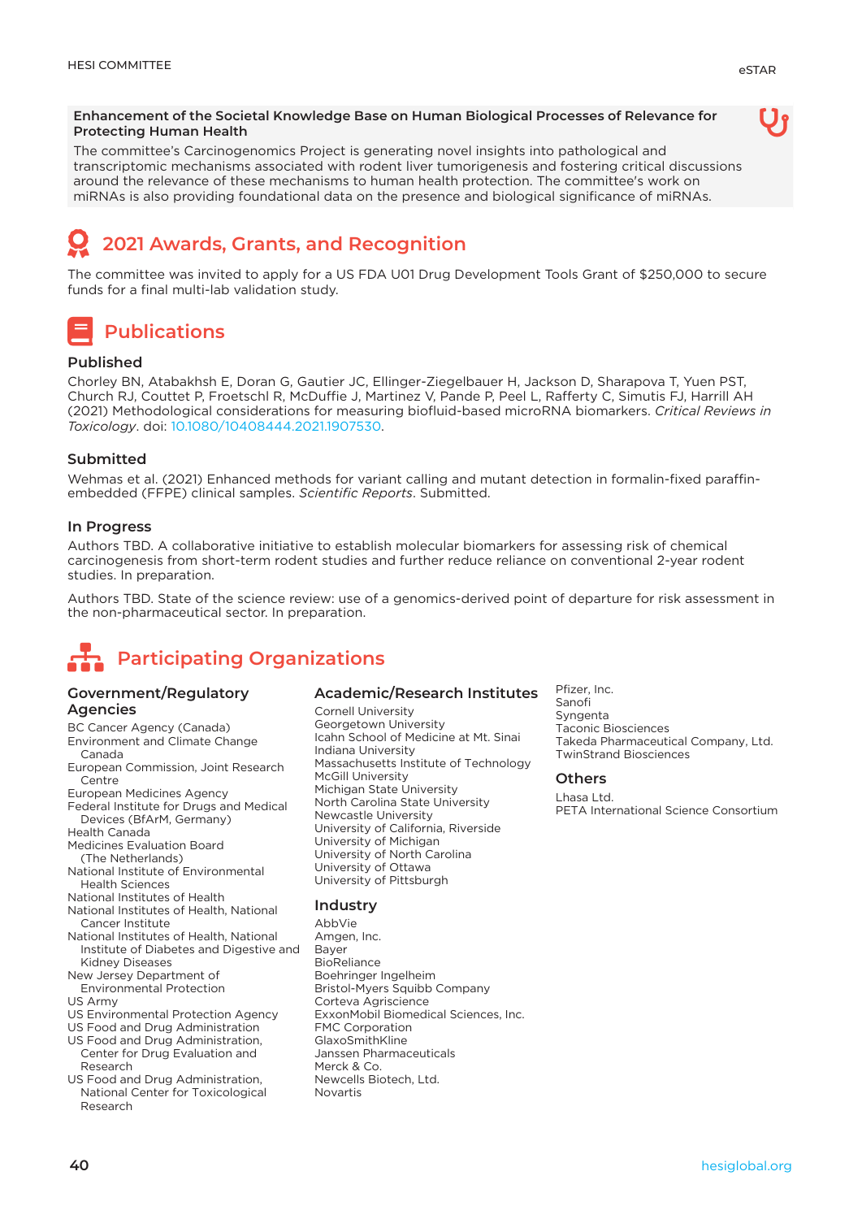**Enhancement of the Societal Knowledge Base on Human Biological Processes of Relevance for Protecting Human Health**

The committee's Carcinogenomics Project is generating novel insights into pathological and transcriptomic mechanisms associated with rodent liver tumorigenesis and fostering critical discussions around the relevance of these mechanisms to human health protection. The committee's work on miRNAs is also providing foundational data on the presence and biological significance of miRNAs.

## 2021 Awards, Grants, and Recognition

The committee was invited to apply for a US FDA U01 Drug Development Tools Grant of $250,000 to secure funds for a final multi-lab validation study.

## Publications

### Published

Chorley BN, Atabakhsh E, Doran G, Gautier JC, Ellinger-Ziegelbauer H, Jackson D, Sharapova T, Yuen PST, Church RJ, Couttet P, Froetschl R, McDuffie J, Martinez V, Pande P, Peel L, Rafferty C, Simutis FJ, Harrill AH (2021) Methodological considerations for measuring biofluid-based microRNA biomarkers. *Critical Reviews in Toxicology*. doi: 10.1080/10408444.2021.1907530.

### Submitted

Wehmas et al. (2021) Enhanced methods for variant calling and mutant detection in formalin-fixed paraffin-embedded (FFPE) clinical samples. *Scientific Reports*. Submitted.

### In Progress

Authors TBD. A collaborative initiative to establish molecular biomarkers for assessing risk of chemical carcinogenesis from short-term rodent studies and further reduce reliance on conventional 2-year rodent studies. In preparation.

Authors TBD. State of the science review: use of a genomics-derived point of departure for risk assessment in the non-pharmaceutical sector. In preparation.

## Participating Organizations

### Government/Regulatory Agencies

BC Cancer Agency (Canada)
Environment and Climate Change Canada
European Commission, Joint Research Centre
European Medicines Agency
Federal Institute for Drugs and Medical Devices (BfArM, Germany)
Health Canada
Medicines Evaluation Board (The Netherlands)
National Institute of Environmental Health Sciences
National Institutes of Health
National Institutes of Health, National Cancer Institute
National Institutes of Health, National Institute of Diabetes and Digestive and Kidney Diseases
New Jersey Department of Environmental Protection
US Army
US Environmental Protection Agency
US Food and Drug Administration
US Food and Drug Administration, Center for Drug Evaluation and Research
US Food and Drug Administration, National Center for Toxicological Research

### Academic/Research Institutes

Cornell University
Georgetown University
Icahn School of Medicine at Mt. Sinai
Indiana University
Massachusetts Institute of Technology
McGill University
Michigan State University
North Carolina State University
Newcastle University
University of California, Riverside
University of Michigan
University of North Carolina
University of Ottawa
University of Pittsburgh

### Industry

AbbVie
Amgen, Inc.
Bayer
BioReliance
Boehringer Ingelheim
Bristol-Myers Squibb Company
Corteva Agriscience
ExxonMobil Biomedical Sciences, Inc.
FMC Corporation
GlaxoSmithKline
Janssen Pharmaceuticals
Merck & Co.
Newcells Biotech, Ltd.
Novartis
Pfizer, Inc.
Sanofi
Syngenta
Taconic Biosciences
Takeda Pharmaceutical Company, Ltd.
TwinStrand Biosciences

### Others

Lhasa Ltd.
PETA International Science Consortium